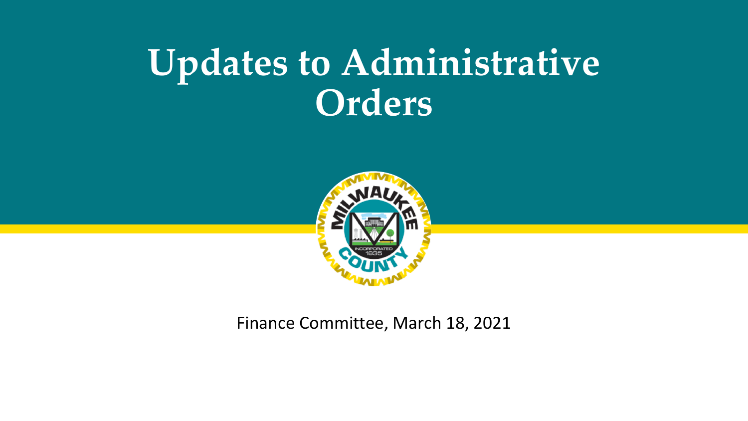# Updates to Administrative Orders

Finance Committee, March 18, 2021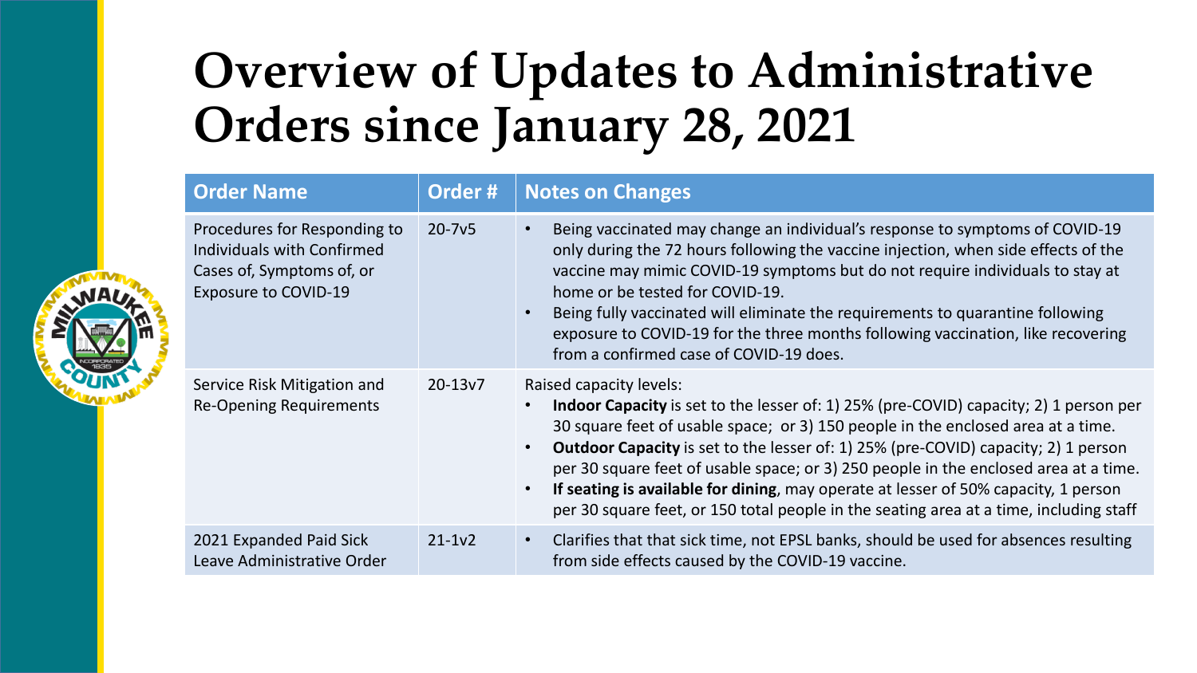# Overview of Updates to Administrative Orders since January 28, 2021

| Order Name | Order # | Notes on Changes |
|---|---|---|
| Procedures for Responding to Individuals with Confirmed Cases of, Symptoms of, or Exposure to COVID-19 | 20-7v5 | • Being vaccinated may change an individual's response to symptoms of COVID-19 only during the 72 hours following the vaccine injection, when side effects of the vaccine may mimic COVID-19 symptoms but do not require individuals to stay at home or be tested for COVID-19.<br>• Being fully vaccinated will eliminate the requirements to quarantine following exposure to COVID-19 for the three months following vaccination, like recovering from a confirmed case of COVID-19 does. |
| Service Risk Mitigation and Re-Opening Requirements | 20-13v7 | Raised capacity levels:<br>• **Indoor Capacity** is set to the lesser of: 1) 25% (pre-COVID) capacity; 2) 1 person per 30 square feet of usable space; or 3) 150 people in the enclosed area at a time.<br>• **Outdoor Capacity** is set to the lesser of: 1) 25% (pre-COVID) capacity; 2) 1 person per 30 square feet of usable space; or 3) 250 people in the enclosed area at a time.<br>• **If seating is available for dining**, may operate at lesser of 50% capacity, 1 person per 30 square feet, or 150 total people in the seating area at a time, including staff |
| 2021 Expanded Paid Sick Leave Administrative Order | 21-1v2 | • Clarifies that that sick time, not EPSL banks, should be used for absences resulting from side effects caused by the COVID-19 vaccine. |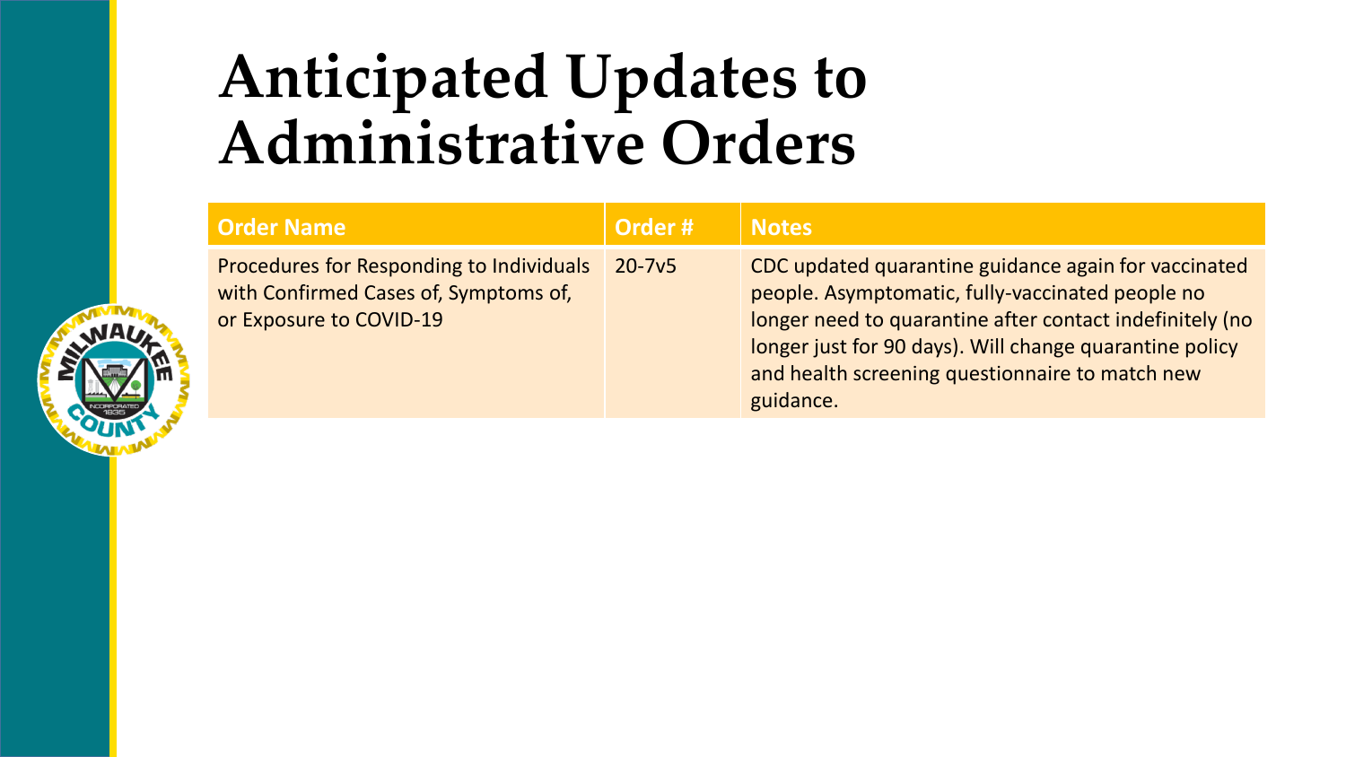# Anticipated Updates to Administrative Orders

| Order Name | Order # | Notes |
| --- | --- | --- |
| Procedures for Responding to Individuals with Confirmed Cases of, Symptoms of, or Exposure to COVID-19 | 20-7v5 | CDC updated quarantine guidance again for vaccinated people. Asymptomatic, fully-vaccinated people no longer need to quarantine after contact indefinitely (no longer just for 90 days). Will change quarantine policy and health screening questionnaire to match new guidance. |